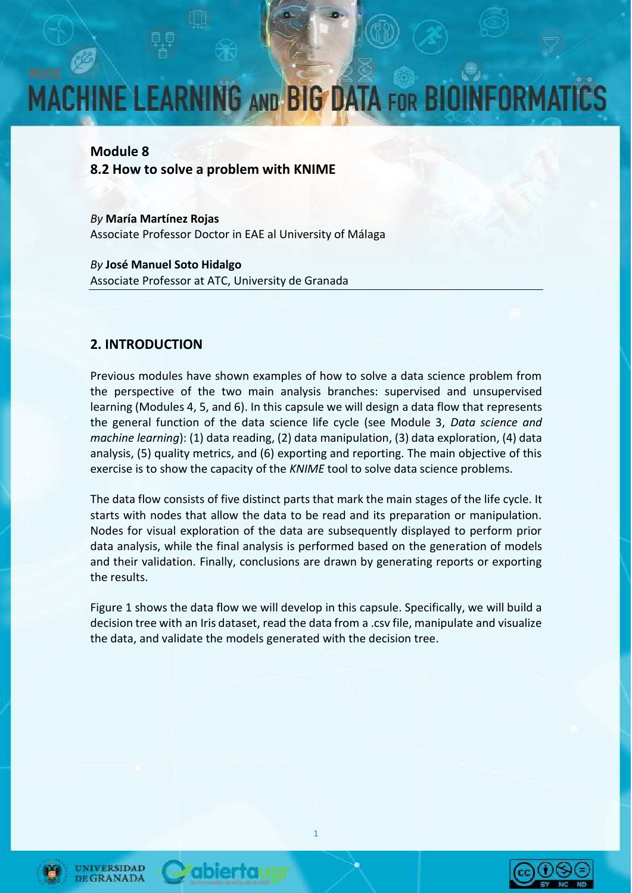# MACHINE LEARNING AND BIG DATA FOR BIOINFORMATICS

**Module 8**
**8.2 How to solve a problem with KNIME**

*By* **María Martínez Rojas**
Associate Professor Doctor in EAE al University of Málaga

*By* **José Manuel Soto Hidalgo**
Associate Professor at ATC, University de Granada

## 2. INTRODUCTION

Previous modules have shown examples of how to solve a data science problem from the perspective of the two main analysis branches: supervised and unsupervised learning (Modules 4, 5, and 6). In this capsule we will design a data flow that represents the general function of the data science life cycle (see Module 3, *Data science and machine learning*): (1) data reading, (2) data manipulation, (3) data exploration, (4) data analysis, (5) quality metrics, and (6) exporting and reporting. The main objective of this exercise is to show the capacity of the *KNIME* tool to solve data science problems.

The data flow consists of five distinct parts that mark the main stages of the life cycle. It starts with nodes that allow the data to be read and its preparation or manipulation. Nodes for visual exploration of the data are subsequently displayed to perform prior data analysis, while the final analysis is performed based on the generation of models and their validation. Finally, conclusions are drawn by generating reports or exporting the results.

Figure 1 shows the data flow we will develop in this capsule. Specifically, we will build a decision tree with an Iris dataset, read the data from a .csv file, manipulate and visualize the data, and validate the models generated with the decision tree.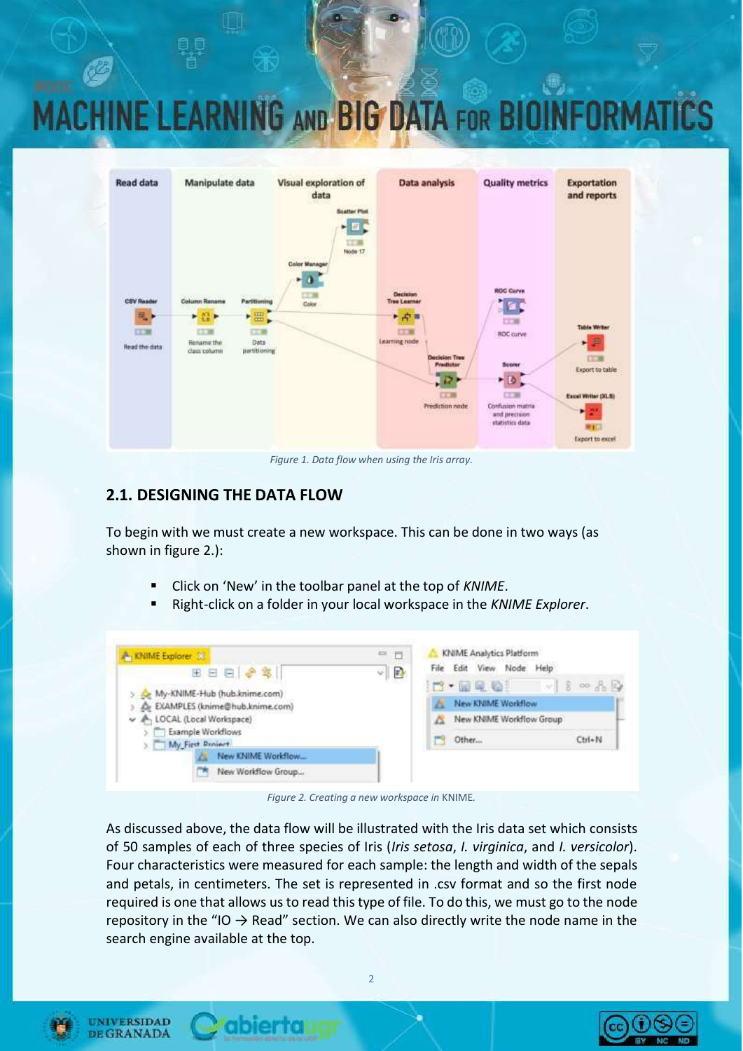Figure 1. Data flow when using the Iris array.

## 2.1. DESIGNING THE DATA FLOW

To begin with we must create a new workspace. This can be done in two ways (as shown in figure 2.):

- Click on 'New' in the toolbar panel at the top of *KNIME*.
- Right-click on a folder in your local workspace in the *KNIME Explorer*.

Figure 2. Creating a new workspace in KNIME.

As discussed above, the data flow will be illustrated with the Iris data set which consists of 50 samples of each of three species of Iris (*Iris setosa*, *I. virginica*, and *I. versicolor*). Four characteristics were measured for each sample: the length and width of the sepals and petals, in centimeters. The set is represented in .csv format and so the first node required is one that allows us to read this type of file. To do this, we must go to the node repository in the "IO → Read" section. We can also directly write the node name in the search engine available at the top.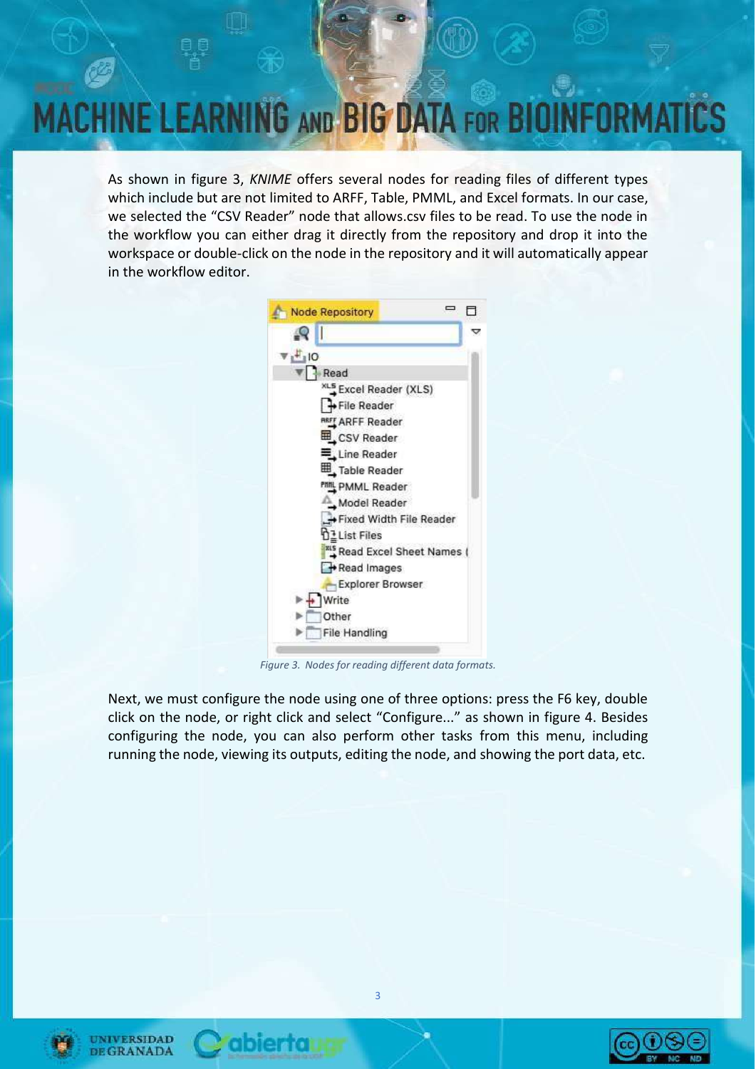As shown in figure 3, *KNIME* offers several nodes for reading files of different types which include but are not limited to ARFF, Table, PMML, and Excel formats. In our case, we selected the "CSV Reader" node that allows.csv files to be read. To use the node in the workflow you can either drag it directly from the repository and drop it into the workspace or double-click on the node in the repository and it will automatically appear in the workflow editor.

*Figure 3. Nodes for reading different data formats.*

Next, we must configure the node using one of three options: press the F6 key, double click on the node, or right click and select "Configure..." as shown in figure 4. Besides configuring the node, you can also perform other tasks from this menu, including running the node, viewing its outputs, editing the node, and showing the port data, etc.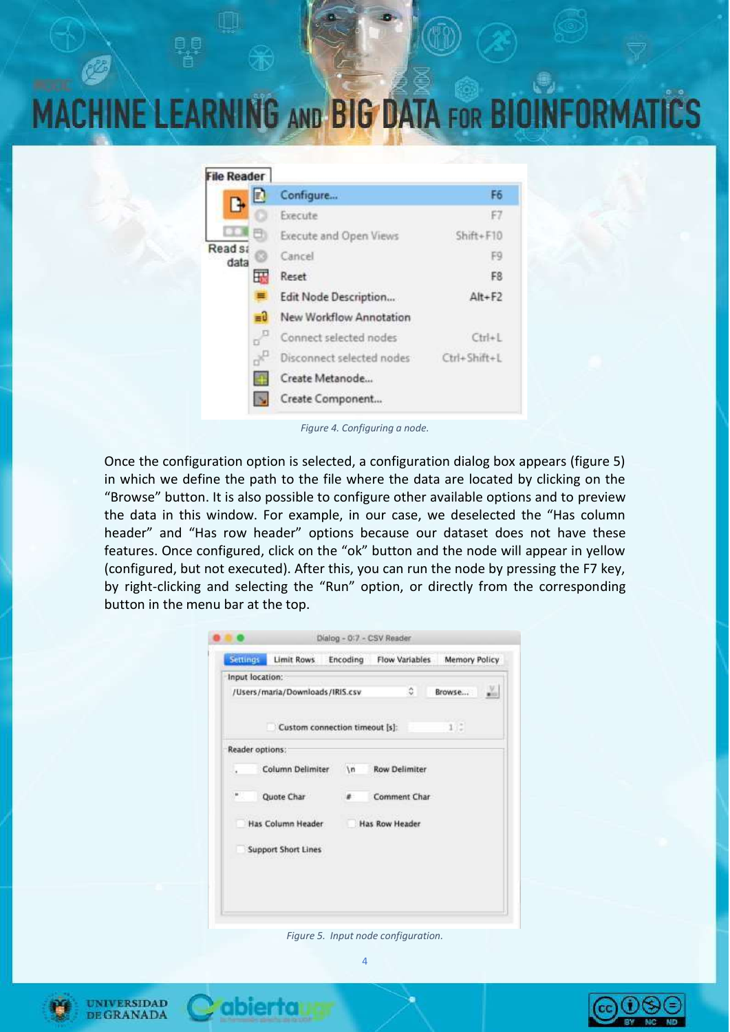Figure 4. Configuring a node.

Once the configuration option is selected, a configuration dialog box appears (figure 5) in which we define the path to the file where the data are located by clicking on the "Browse" button. It is also possible to configure other available options and to preview the data in this window. For example, in our case, we deselected the "Has column header" and "Has row header" options because our dataset does not have these features. Once configured, click on the "ok" button and the node will appear in yellow (configured, but not executed). After this, you can run the node by pressing the F7 key, by right-clicking and selecting the "Run" option, or directly from the corresponding button in the menu bar at the top.

Figure 5. Input node configuration.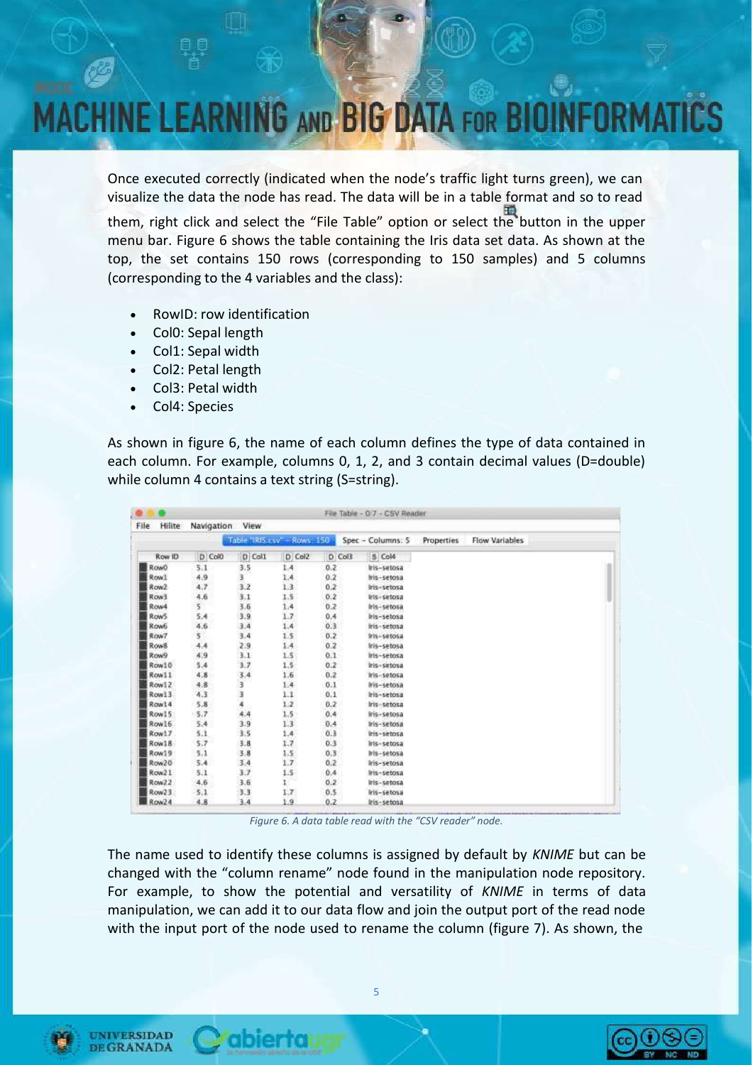Once executed correctly (indicated when the node's traffic light turns green), we can visualize the data the node has read. The data will be in a table format and so to read them, right click and select the "File Table" option or select the button in the upper menu bar. Figure 6 shows the table containing the Iris data set data. As shown at the top, the set contains 150 rows (corresponding to 150 samples) and 5 columns (corresponding to the 4 variables and the class):

- RowID: row identification
- Col0: Sepal length
- Col1: Sepal width
- Col2: Petal length
- Col3: Petal width
- Col4: Species

As shown in figure 6, the name of each column defines the type of data contained in each column. For example, columns 0, 1, 2, and 3 contain decimal values (D=double) while column 4 contains a text string (S=string).

| Row ID | D Col0 | D Col1 | D Col2 | D Col3 | S Col4 |
|---|---|---|---|---|---|
| Row0 | 5.1 | 3.5 | 1.4 | 0.2 | Iris-setosa |
| Row1 | 4.9 | 3 | 1.4 | 0.2 | Iris-setosa |
| Row2 | 4.7 | 3.2 | 1.3 | 0.2 | Iris-setosa |
| Row3 | 4.6 | 3.1 | 1.5 | 0.2 | Iris-setosa |
| Row4 | 5 | 3.6 | 1.4 | 0.2 | Iris-setosa |
| Row5 | 5.4 | 3.9 | 1.7 | 0.4 | Iris-setosa |
| Row6 | 4.6 | 3.4 | 1.4 | 0.3 | Iris-setosa |
| Row7 | 5 | 3.4 | 1.5 | 0.2 | Iris-setosa |
| Row8 | 4.4 | 2.9 | 1.4 | 0.2 | Iris-setosa |
| Row9 | 4.9 | 3.1 | 1.5 | 0.1 | Iris-setosa |
| Row10 | 5.4 | 3.7 | 1.5 | 0.2 | Iris-setosa |
| Row11 | 4.8 | 3.4 | 1.6 | 0.2 | Iris-setosa |
| Row12 | 4.8 | 3 | 1.4 | 0.1 | Iris-setosa |
| Row13 | 4.3 | 3 | 1.1 | 0.1 | Iris-setosa |
| Row14 | 5.8 | 4 | 1.2 | 0.2 | Iris-setosa |
| Row15 | 5.7 | 4.4 | 1.5 | 0.4 | Iris-setosa |
| Row16 | 5.4 | 3.9 | 1.3 | 0.4 | Iris-setosa |
| Row17 | 5.1 | 3.5 | 1.4 | 0.3 | Iris-setosa |
| Row18 | 5.7 | 3.8 | 1.7 | 0.3 | Iris-setosa |
| Row19 | 5.1 | 3.8 | 1.5 | 0.3 | Iris-setosa |
| Row20 | 5.4 | 3.4 | 1.7 | 0.2 | Iris-setosa |
| Row21 | 5.1 | 3.7 | 1.5 | 0.4 | Iris-setosa |
| Row22 | 4.6 | 3.6 | 1 | 0.2 | Iris-setosa |
| Row23 | 5.1 | 3.3 | 1.7 | 0.5 | Iris-setosa |
| Row24 | 4.8 | 3.4 | 1.9 | 0.2 | Iris-setosa |

*Figure 6. A data table read with the "CSV reader" node.*

The name used to identify these columns is assigned by default by *KNIME* but can be changed with the "column rename" node found in the manipulation node repository. For example, to show the potential and versatility of *KNIME* in terms of data manipulation, we can add it to our data flow and join the output port of the read node with the input port of the node used to rename the column (figure 7). As shown, the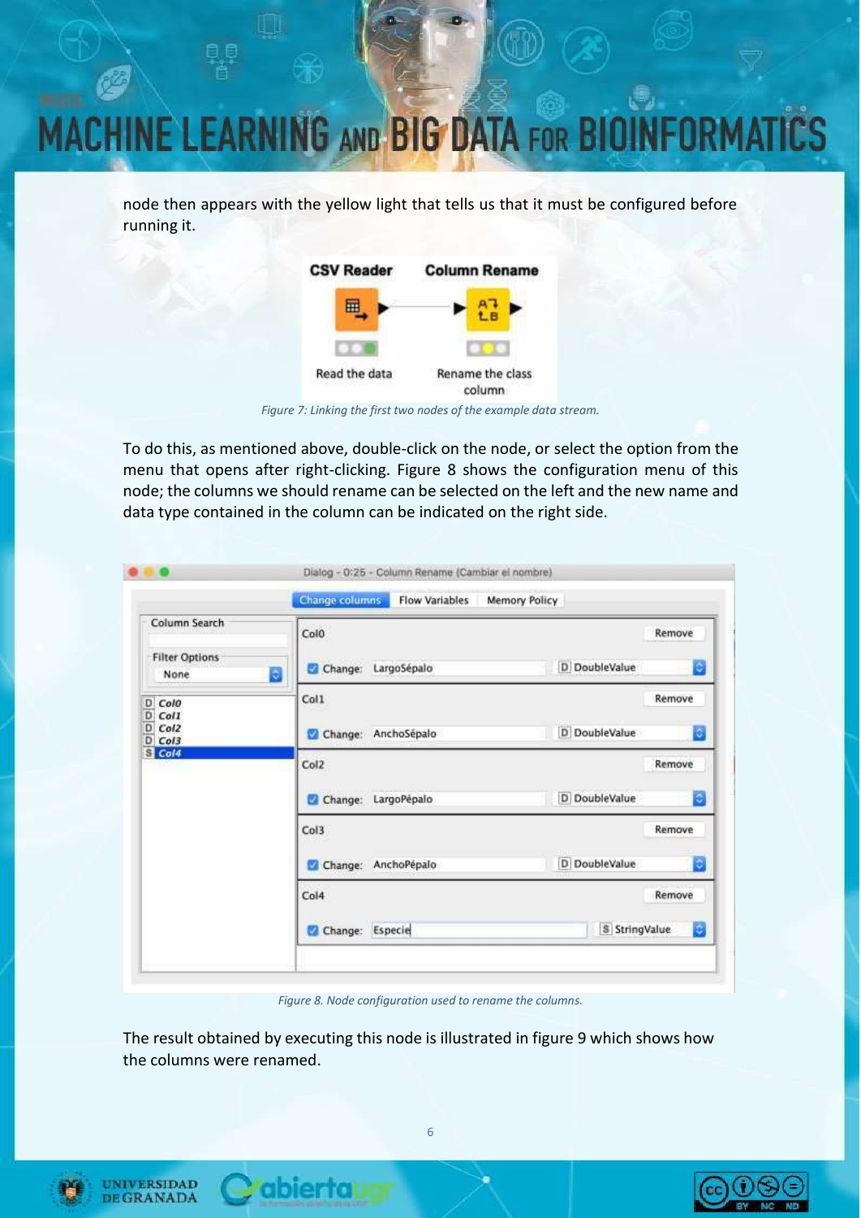node then appears with the yellow light that tells us that it must be configured before running it.

*Figure 7: Linking the first two nodes of the example data stream.*

To do this, as mentioned above, double-click on the node, or select the option from the menu that opens after right-clicking. Figure 8 shows the configuration menu of this node; the columns we should rename can be selected on the left and the new name and data type contained in the column can be indicated on the right side.

*Figure 8. Node configuration used to rename the columns.*

The result obtained by executing this node is illustrated in figure 9 which shows how the columns were renamed.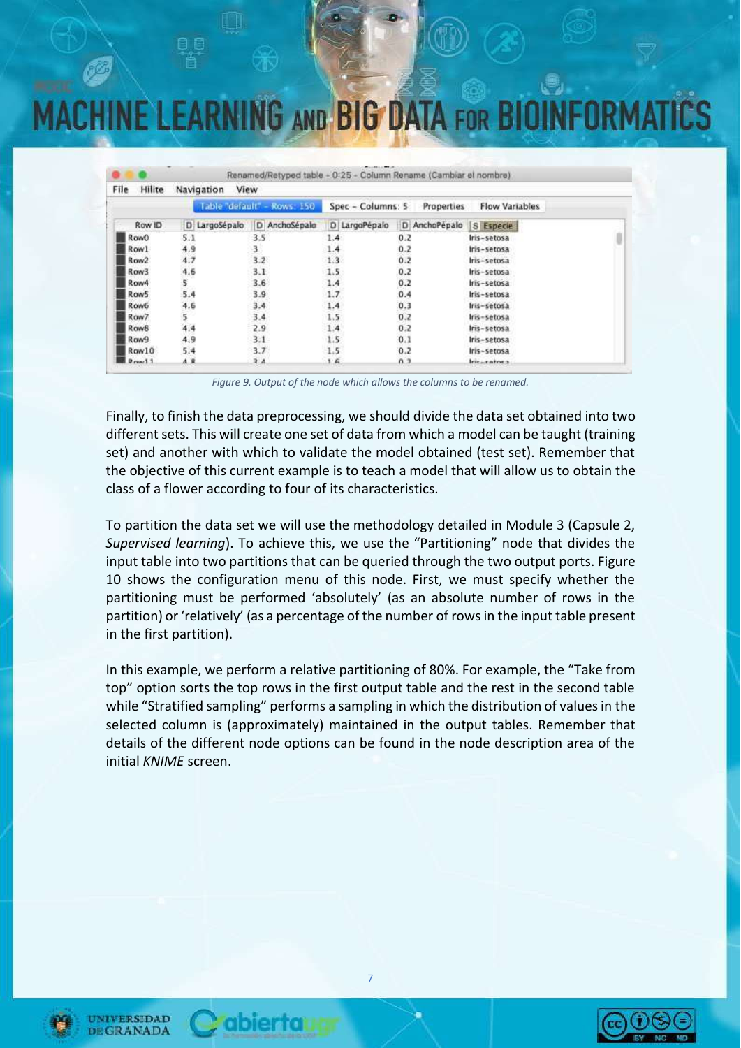| Row ID | D LargoSépalo | D AnchoSépalo | D LargoPépalo | D AnchoPépalo | S Especie |
|---|---|---|---|---|---|
| Row0 | 5.1 | 3.5 | 1.4 | 0.2 | Iris-setosa |
| Row1 | 4.9 | 3 | 1.4 | 0.2 | Iris-setosa |
| Row2 | 4.7 | 3.2 | 1.3 | 0.2 | Iris-setosa |
| Row3 | 4.6 | 3.1 | 1.5 | 0.2 | Iris-setosa |
| Row4 | 5 | 3.6 | 1.4 | 0.2 | Iris-setosa |
| Row5 | 5.4 | 3.9 | 1.7 | 0.4 | Iris-setosa |
| Row6 | 4.6 | 3.4 | 1.4 | 0.3 | Iris-setosa |
| Row7 | 5 | 3.4 | 1.5 | 0.2 | Iris-setosa |
| Row8 | 4.4 | 2.9 | 1.4 | 0.2 | Iris-setosa |
| Row9 | 4.9 | 3.1 | 1.5 | 0.1 | Iris-setosa |
| Row10 | 5.4 | 3.7 | 1.5 | 0.2 | Iris-setosa |

*Figure 9. Output of the node which allows the columns to be renamed.*

Finally, to finish the data preprocessing, we should divide the data set obtained into two different sets. This will create one set of data from which a model can be taught (training set) and another with which to validate the model obtained (test set). Remember that the objective of this current example is to teach a model that will allow us to obtain the class of a flower according to four of its characteristics.

To partition the data set we will use the methodology detailed in Module 3 (Capsule 2, *Supervised learning*). To achieve this, we use the "Partitioning" node that divides the input table into two partitions that can be queried through the two output ports. Figure 10 shows the configuration menu of this node. First, we must specify whether the partitioning must be performed 'absolutely' (as an absolute number of rows in the partition) or 'relatively' (as a percentage of the number of rows in the input table present in the first partition).

In this example, we perform a relative partitioning of 80%. For example, the "Take from top" option sorts the top rows in the first output table and the rest in the second table while "Stratified sampling" performs a sampling in which the distribution of values in the selected column is (approximately) maintained in the output tables. Remember that details of the different node options can be found in the node description area of the initial *KNIME* screen.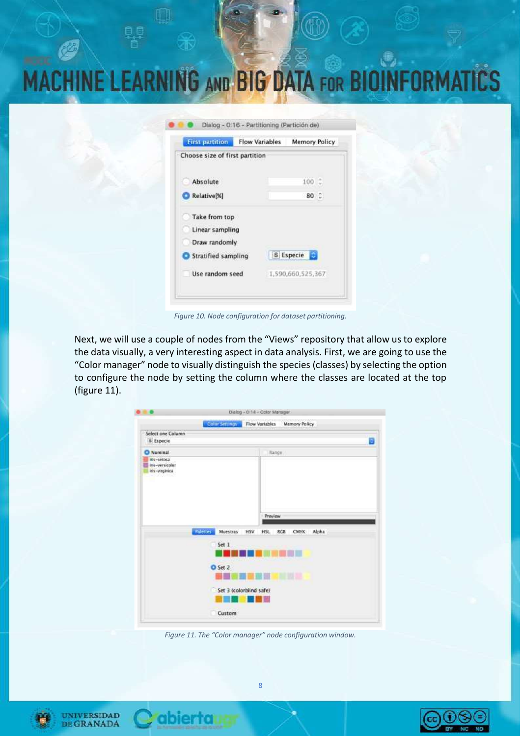*Figure 10. Node configuration for dataset partitioning.*

Next, we will use a couple of nodes from the "Views" repository that allow us to explore the data visually, a very interesting aspect in data analysis. First, we are going to use the "Color manager" node to visually distinguish the species (classes) by selecting the option to configure the node by setting the column where the classes are located at the top (figure 11).

*Figure 11. The "Color manager" node configuration window.*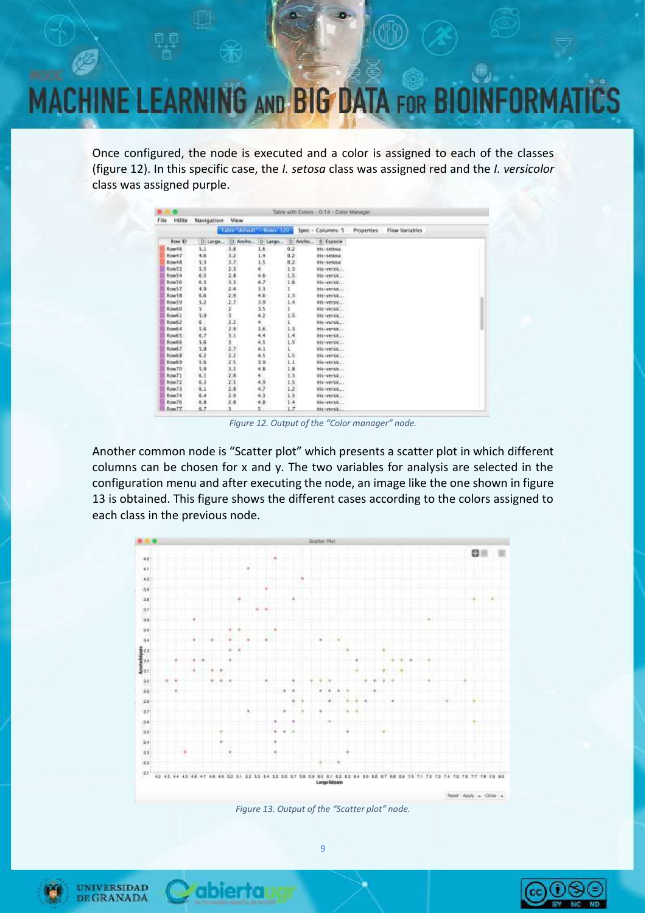Once configured, the node is executed and a color is assigned to each of the classes (figure 12). In this specific case, the *I. setosa* class was assigned red and the *I. versicolor* class was assigned purple.

*Figure 12. Output of the "Color manager" node.*

Another common node is "Scatter plot" which presents a scatter plot in which different columns can be chosen for x and y. The two variables for analysis are selected in the configuration menu and after executing the node, an image like the one shown in figure 13 is obtained. This figure shows the different cases according to the colors assigned to each class in the previous node.

*Figure 13. Output of the "Scatter plot" node.*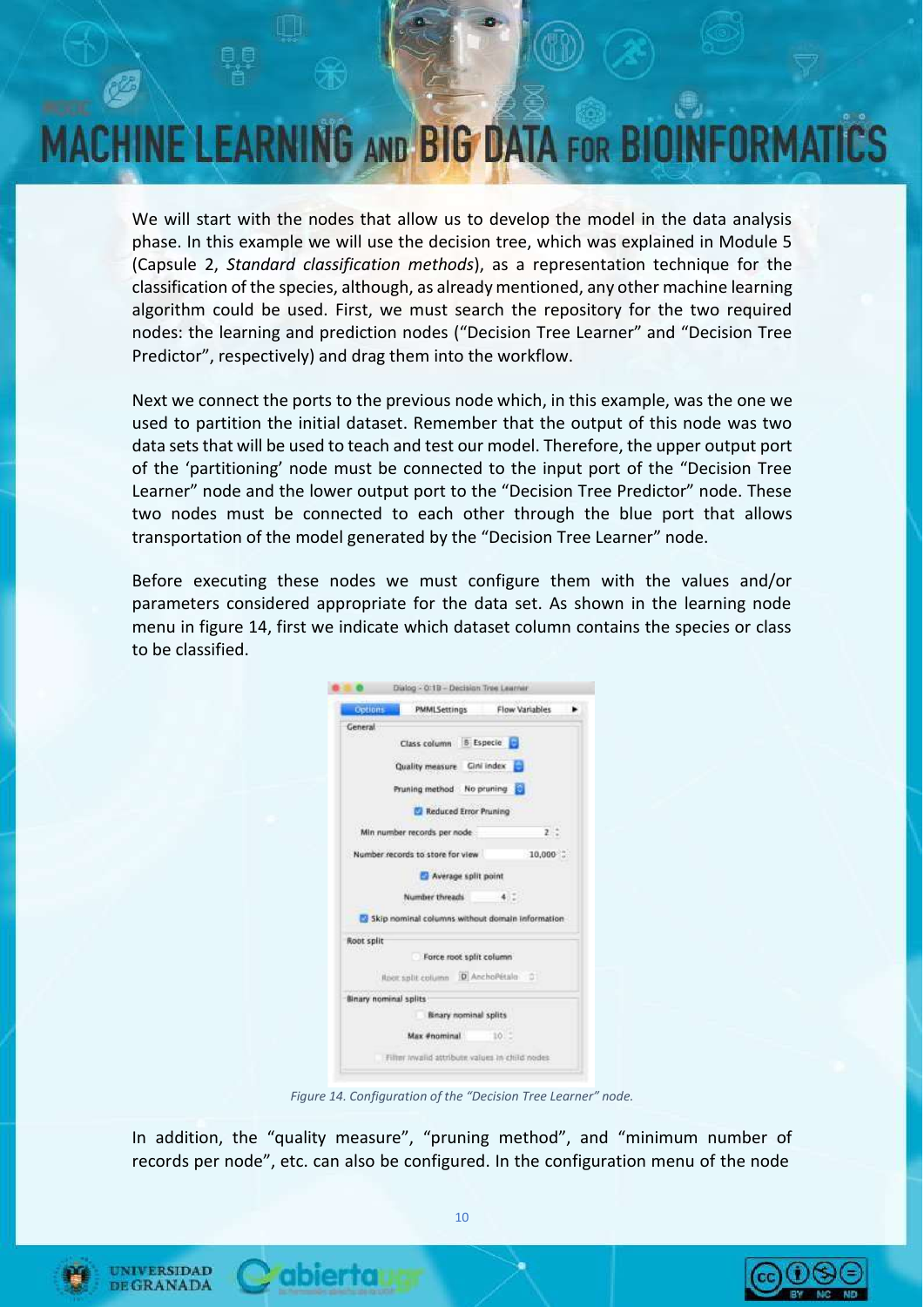We will start with the nodes that allow us to develop the model in the data analysis phase. In this example we will use the decision tree, which was explained in Module 5 (Capsule 2, *Standard classification methods*), as a representation technique for the classification of the species, although, as already mentioned, any other machine learning algorithm could be used. First, we must search the repository for the two required nodes: the learning and prediction nodes ("Decision Tree Learner" and "Decision Tree Predictor", respectively) and drag them into the workflow.

Next we connect the ports to the previous node which, in this example, was the one we used to partition the initial dataset. Remember that the output of this node was two data sets that will be used to teach and test our model. Therefore, the upper output port of the 'partitioning' node must be connected to the input port of the "Decision Tree Learner" node and the lower output port to the "Decision Tree Predictor" node. These two nodes must be connected to each other through the blue port that allows transportation of the model generated by the "Decision Tree Learner" node.

Before executing these nodes we must configure them with the values and/or parameters considered appropriate for the data set. As shown in the learning node menu in figure 14, first we indicate which dataset column contains the species or class to be classified.

*Figure 14. Configuration of the "Decision Tree Learner" node.*

In addition, the "quality measure", "pruning method", and "minimum number of records per node", etc. can also be configured. In the configuration menu of the node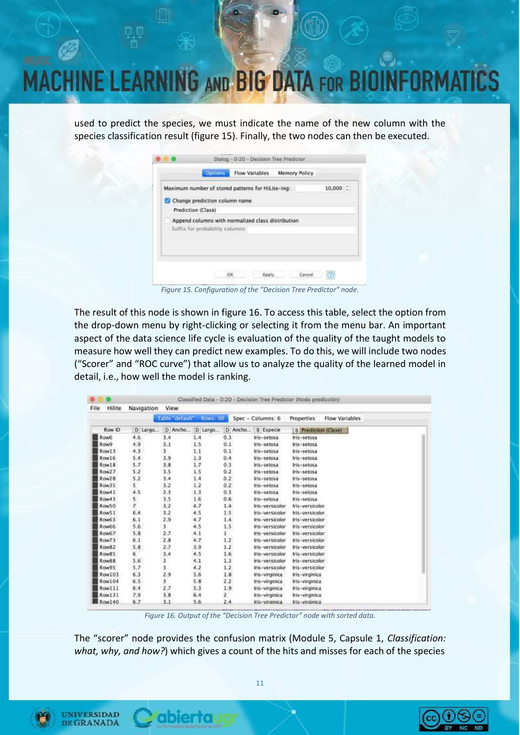used to predict the species, we must indicate the name of the new column with the species classification result (figure 15). Finally, the two nodes can then be executed.

*Figure 15. Configuration of the "Decision Tree Predictor" node.*

The result of this node is shown in figure 16. To access this table, select the option from the drop-down menu by right-clicking or selecting it from the menu bar. An important aspect of the data science life cycle is evaluation of the quality of the taught models to measure how well they can predict new examples. To do this, we will include two nodes ("Scorer" and "ROC curve") that allow us to analyze the quality of the learned model in detail, i.e., how well the model is ranking.

*Figure 16. Output of the "Decision Tree Predictor" node with sorted data.*

The "scorer" node provides the confusion matrix (Module 5, Capsule 1, *Classification: what, why, and how?*) which gives a count of the hits and misses for each of the species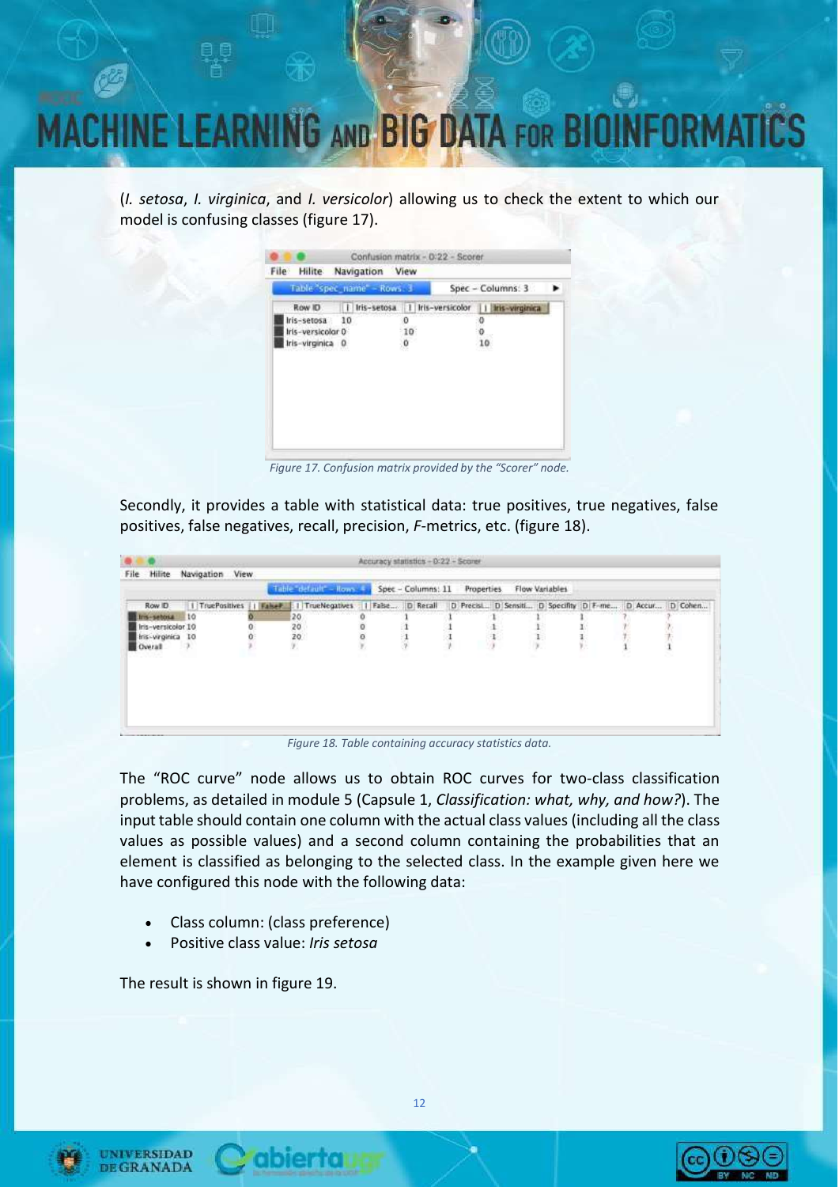(*I. setosa*, *I. virginica*, and *I. versicolor*) allowing us to check the extent to which our model is confusing classes (figure 17).

*Figure 17. Confusion matrix provided by the "Scorer" node.*

Secondly, it provides a table with statistical data: true positives, true negatives, false positives, false negatives, recall, precision, *F*-metrics, etc. (figure 18).

*Figure 18. Table containing accuracy statistics data.*

The "ROC curve" node allows us to obtain ROC curves for two-class classification problems, as detailed in module 5 (Capsule 1, *Classification: what, why, and how?*). The input table should contain one column with the actual class values (including all the class values as possible values) and a second column containing the probabilities that an element is classified as belonging to the selected class. In the example given here we have configured this node with the following data:

- Class column: (class preference)
- Positive class value: *Iris setosa*

The result is shown in figure 19.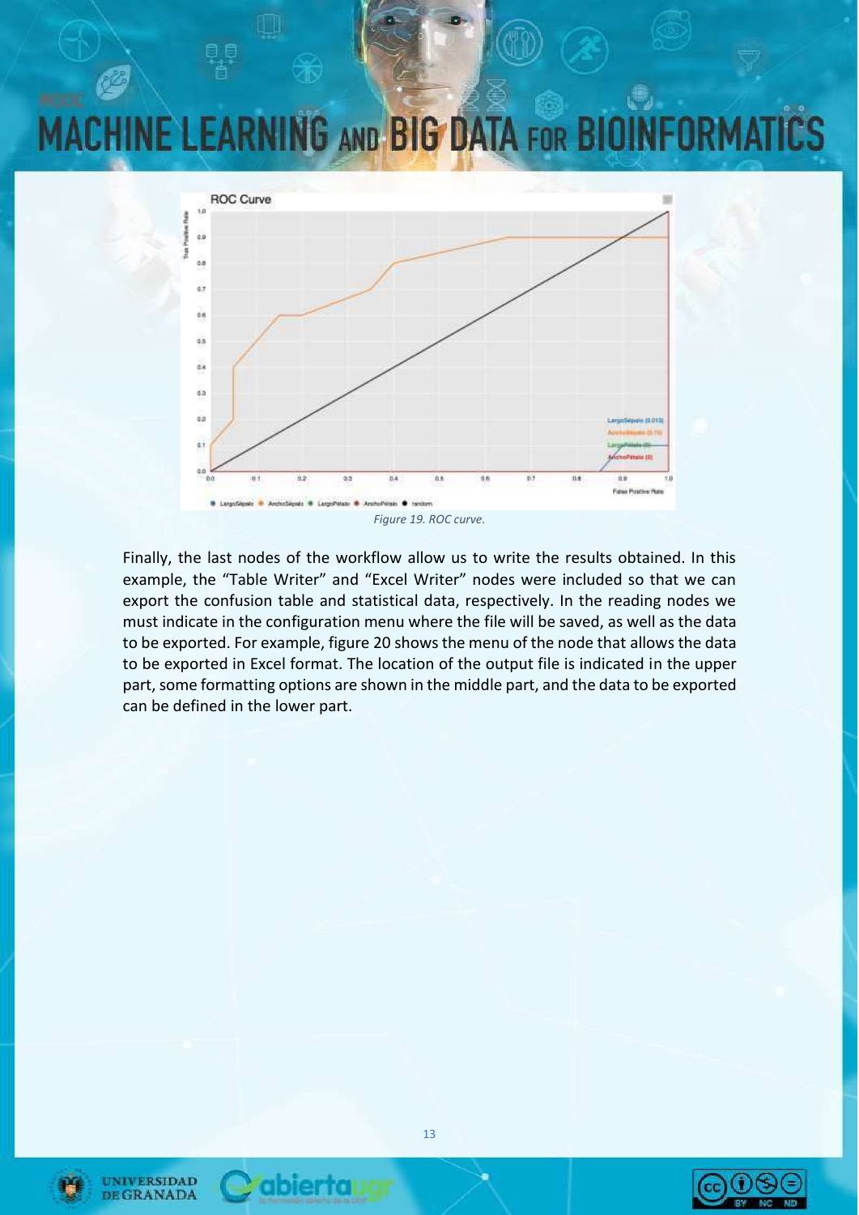*Figure 19. ROC curve.*

Finally, the last nodes of the workflow allow us to write the results obtained. In this example, the "Table Writer" and "Excel Writer" nodes were included so that we can export the confusion table and statistical data, respectively. In the reading nodes we must indicate in the configuration menu where the file will be saved, as well as the data to be exported. For example, figure 20 shows the menu of the node that allows the data to be exported in Excel format. The location of the output file is indicated in the upper part, some formatting options are shown in the middle part, and the data to be exported can be defined in the lower part.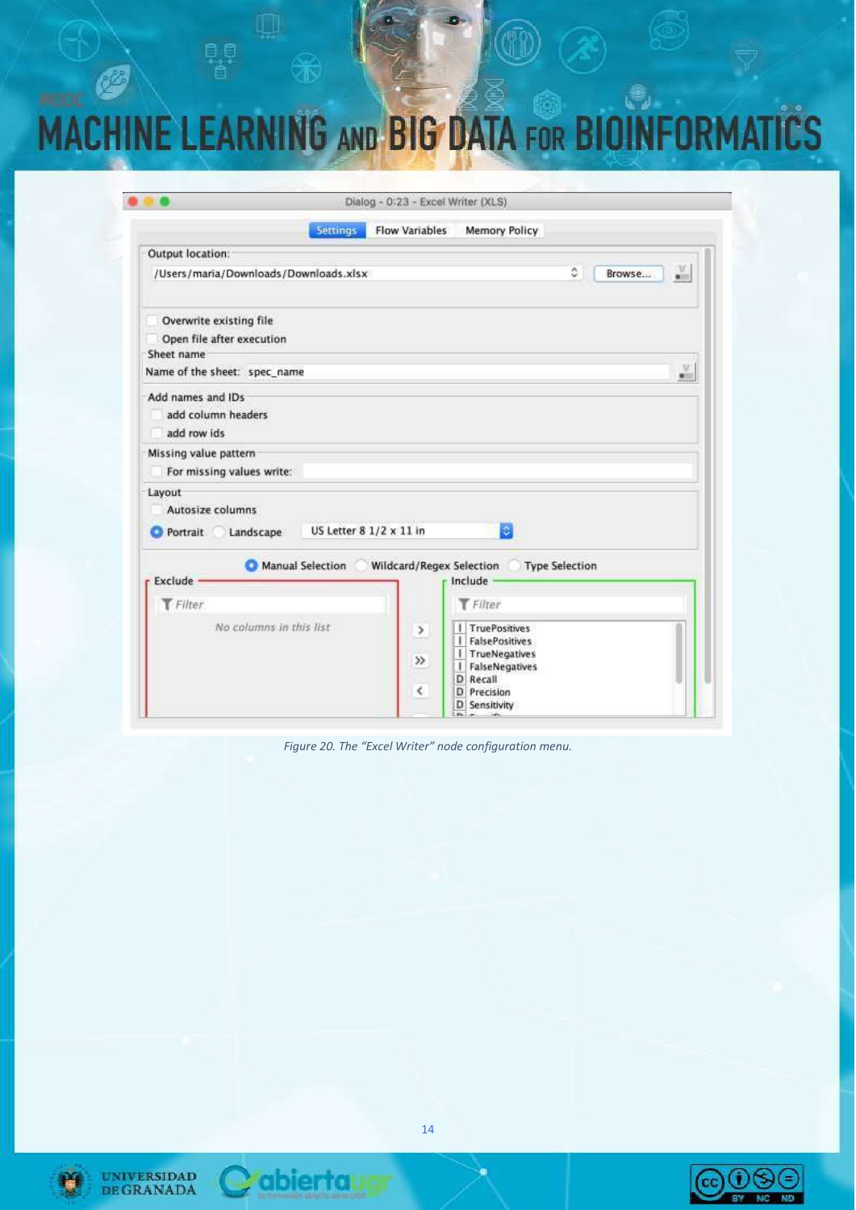Figure 20. The "Excel Writer" node configuration menu.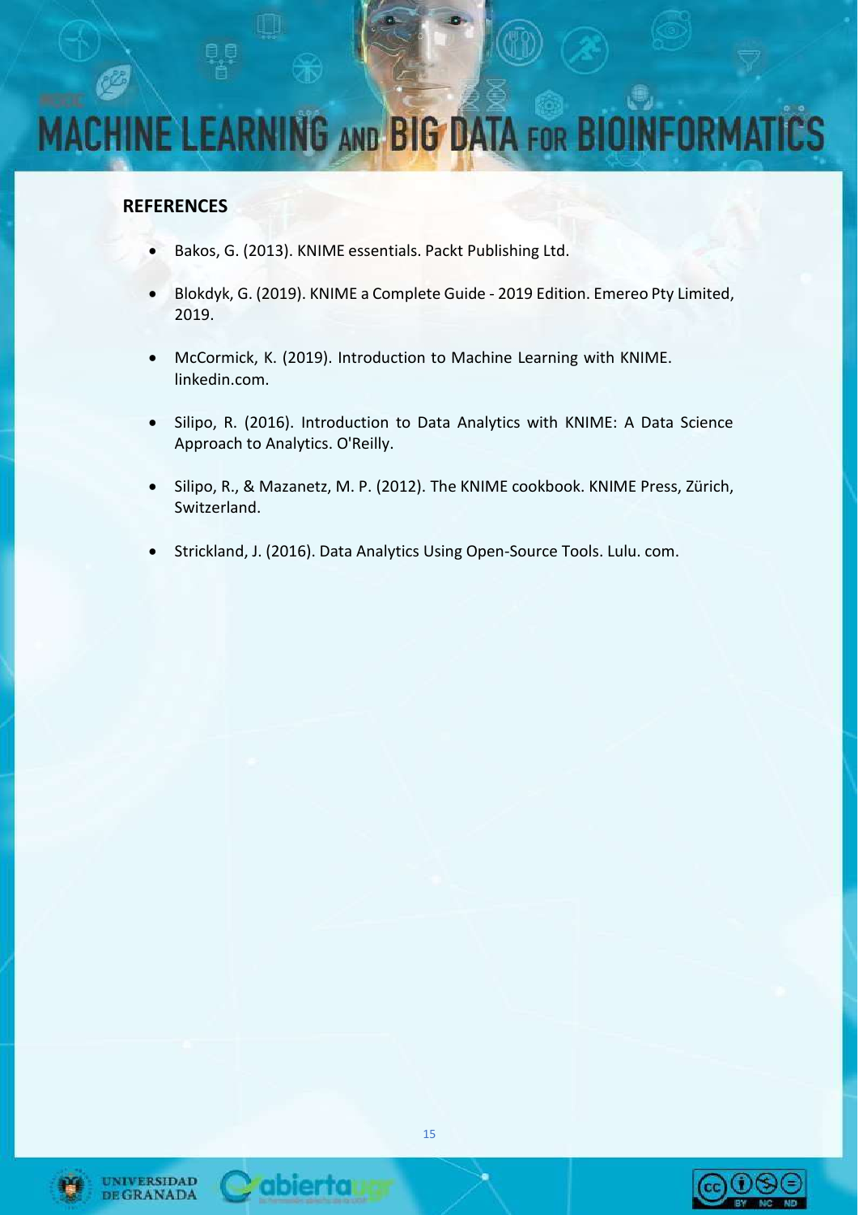## REFERENCES

- Bakos, G. (2013). KNIME essentials. Packt Publishing Ltd.
- Blokdyk, G. (2019). KNIME a Complete Guide - 2019 Edition. Emereo Pty Limited, 2019.
- McCormick, K. (2019). Introduction to Machine Learning with KNIME. linkedin.com.
- Silipo, R. (2016). Introduction to Data Analytics with KNIME: A Data Science Approach to Analytics. O'Reilly.
- Silipo, R., & Mazanetz, M. P. (2012). The KNIME cookbook. KNIME Press, Zürich, Switzerland.
- Strickland, J. (2016). Data Analytics Using Open-Source Tools. Lulu. com.